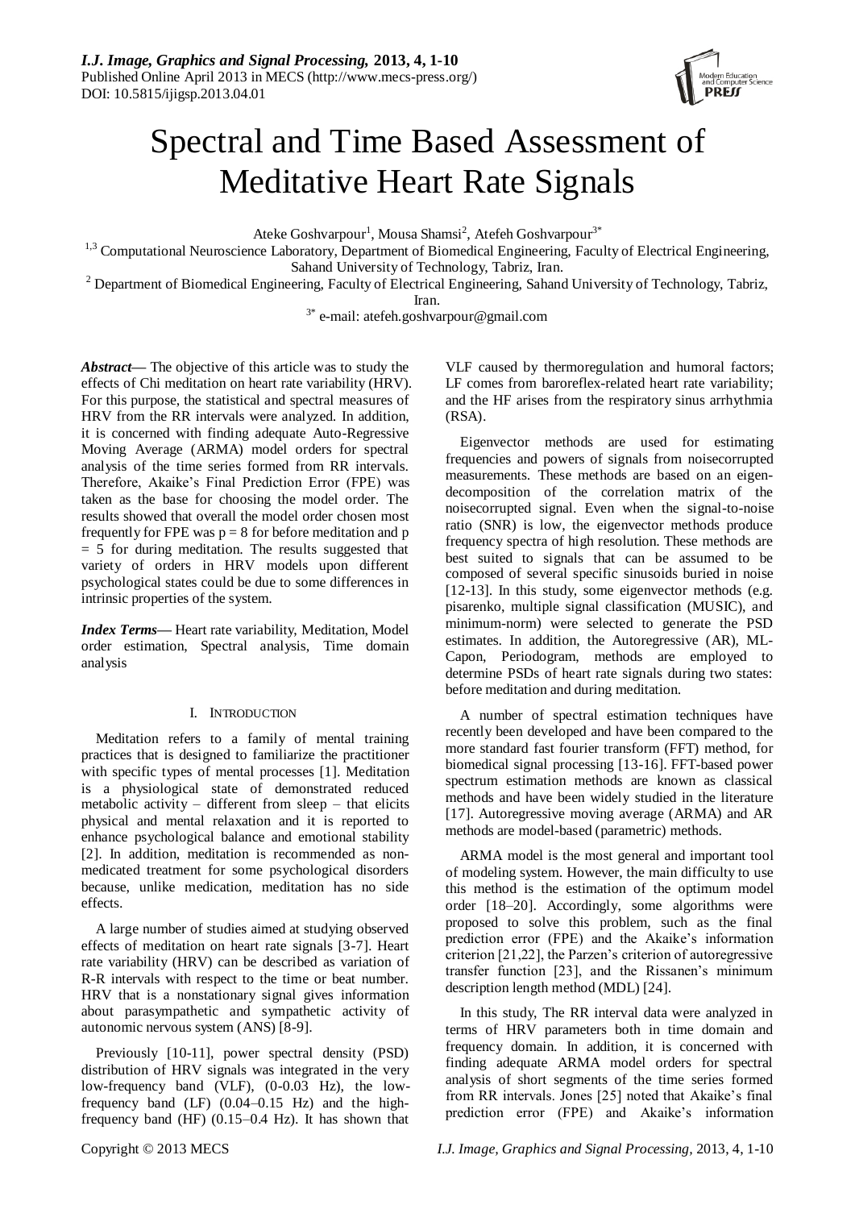# Spectral and Time Based Assessment of Meditative Heart Rate Signals

Ateke Goshvarpour[1], Mousa Shamsi[2], Atefeh Goshvarpour[3*]

[1,3] Computational Neuroscience Laboratory, Department of Biomedical Engineering, Faculty of Electrical Engineering, Sahand University of Technology, Tabriz, Iran.

[2] Department of Biomedical Engineering, Faculty of Electrical Engineering, Sahand University of Technology, Tabriz, Iran.

[3*] e-mail: atefeh.goshvarpour@gmail.com

***Abstract*****—** The objective of this article was to study the effects of Chi meditation on heart rate variability (HRV). For this purpose, the statistical and spectral measures of HRV from the RR intervals were analyzed. In addition, it is concerned with finding adequate Auto-Regressive Moving Average (ARMA) model orders for spectral analysis of the time series formed from RR intervals. Therefore, Akaike's Final Prediction Error (FPE) was taken as the base for choosing the model order. The results showed that overall the model order chosen most frequently for FPE was $p = 8$ for before meditation and $p = 5$ for during meditation. The results suggested that variety of orders in HRV models upon different psychological states could be due to some differences in intrinsic properties of the system.

***Index Terms*****—** Heart rate variability, Meditation, Model order estimation, Spectral analysis, Time domain analysis

## I. INTRODUCTION

Meditation refers to a family of mental training practices that is designed to familiarize the practitioner with specific types of mental processes [1]. Meditation is a physiological state of demonstrated reduced metabolic activity – different from sleep – that elicits physical and mental relaxation and it is reported to enhance psychological balance and emotional stability [2]. In addition, meditation is recommended as non-medicated treatment for some psychological disorders because, unlike medication, meditation has no side effects.

A large number of studies aimed at studying observed effects of meditation on heart rate signals [3-7]. Heart rate variability (HRV) can be described as variation of R-R intervals with respect to the time or beat number. HRV that is a nonstationary signal gives information about parasympathetic and sympathetic activity of autonomic nervous system (ANS) [8-9].

Previously [10-11], power spectral density (PSD) distribution of HRV signals was integrated in the very low-frequency band (VLF), (0-0.03 Hz), the low-frequency band (LF) (0.04–0.15 Hz) and the high-frequency band (HF) (0.15–0.4 Hz). It has shown that VLF caused by thermoregulation and humoral factors; LF comes from baroreflex-related heart rate variability; and the HF arises from the respiratory sinus arrhythmia (RSA).

Eigenvector methods are used for estimating frequencies and powers of signals from noisecorrupted measurements. These methods are based on an eigen-decomposition of the correlation matrix of the noisecorrupted signal. Even when the signal-to-noise ratio (SNR) is low, the eigenvector methods produce frequency spectra of high resolution. These methods are best suited to signals that can be assumed to be composed of several specific sinusoids buried in noise [12-13]. In this study, some eigenvector methods (e.g. pisarenko, multiple signal classification (MUSIC), and minimum-norm) were selected to generate the PSD estimates. In addition, the Autoregressive (AR), ML-Capon, Periodogram, methods are employed to determine PSDs of heart rate signals during two states: before meditation and during meditation.

A number of spectral estimation techniques have recently been developed and have been compared to the more standard fast fourier transform (FFT) method, for biomedical signal processing [13-16]. FFT-based power spectrum estimation methods are known as classical methods and have been widely studied in the literature [17]. Autoregressive moving average (ARMA) and AR methods are model-based (parametric) methods.

ARMA model is the most general and important tool of modeling system. However, the main difficulty to use this method is the estimation of the optimum model order [18–20]. Accordingly, some algorithms were proposed to solve this problem, such as the final prediction error (FPE) and the Akaike's information criterion [21,22], the Parzen's criterion of autoregressive transfer function [23], and the Rissanen's minimum description length method (MDL) [24].

In this study, The RR interval data were analyzed in terms of HRV parameters both in time domain and frequency domain. In addition, it is concerned with finding adequate ARMA model orders for spectral analysis of short segments of the time series formed from RR intervals. Jones [25] noted that Akaike's final prediction error (FPE) and Akaike's information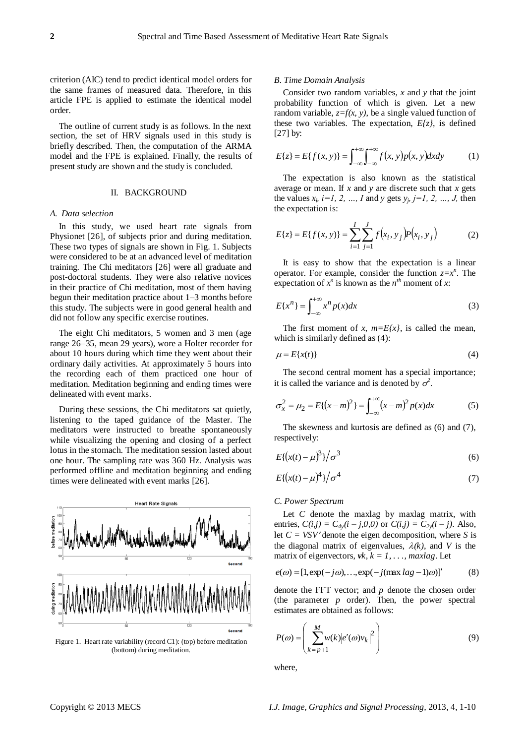criterion (AIC) tend to predict identical model orders for the same frames of measured data. Therefore, in this article FPE is applied to estimate the identical model order.

The outline of current study is as follows. In the next section, the set of HRV signals used in this study is briefly described. Then, the computation of the ARMA model and the FPE is explained. Finally, the results of present study are shown and the study is concluded.

## II. BACKGROUND

### A. Data selection

In this study, we used heart rate signals from Physionet [26], of subjects prior and during meditation. These two types of signals are shown in Fig. 1. Subjects were considered to be at an advanced level of meditation training. The Chi meditators [26] were all graduate and post-doctoral students. They were also relative novices in their practice of Chi meditation, most of them having begun their meditation practice about 1–3 months before this study. The subjects were in good general health and did not follow any specific exercise routines.

The eight Chi meditators, 5 women and 3 men (age range 26–35, mean 29 years), wore a Holter recorder for about 10 hours during which time they went about their ordinary daily activities. At approximately 5 hours into the recording each of them practiced one hour of meditation. Meditation beginning and ending times were delineated with event marks.

During these sessions, the Chi meditators sat quietly, listening to the taped guidance of the Master. The meditators were instructed to breathe spontaneously while visualizing the opening and closing of a perfect lotus in the stomach. The meditation session lasted about one hour. The sampling rate was 360 Hz. Analysis was performed offline and meditation beginning and ending times were delineated with event marks [26].

Figure 1. Heart rate variability (record C1): (top) before meditation (bottom) during meditation.

### B. Time Domain Analysis

Consider two random variables, $x$ and $y$ that the joint probability function of which is given. Let a new random variable, $z=f(x, y)$, be a single valued function of these two variables. The expectation, $E\{z\}$, is defined [27] by:

$$E\{z\} = E\{f(x,y)\} = \int_{-\infty}^{+\infty}\int_{-\infty}^{+\infty} f(x,y)p(x,y)dxdy \tag{1}$$

The expectation is also known as the statistical average or mean. If $x$ and $y$ are discrete such that $x$ gets the values $x_i$, $i=1, 2, \ldots, I$ and $y$ gets $y_j$, $j=1, 2, \ldots, J$, then the expectation is:

$$E\{z\} = E\{f(x,y)\} = \sum_{i=1}^{I}\sum_{j=1}^{J} f(x_i, y_j)P(x_i, y_j) \tag{2}$$

It is easy to show that the expectation is a linear operator. For example, consider the function $z=x^n$. The expectation of $x^n$ is known as the $n^{th}$ moment of $x$:

$$E\{x^n\} = \int_{-\infty}^{+\infty} x^n p(x)dx \tag{3}$$

The first moment of $x$, $m=E\{x\}$, is called the mean, which is similarly defined as (4):

$$\mu = E\{x(t)\} \tag{4}$$

The second central moment has a special importance; it is called the variance and is denoted by $\sigma^2$.

$$\sigma_x^2 = \mu_2 = E\{(x-m)^2\} = \int_{-\infty}^{+\infty}(x-m)^2 p(x)dx \tag{5}$$

The skewness and kurtosis are defined as (6) and (7), respectively:

$$E\{(x(t)-\mu)^3\}/\sigma^3 \tag{6}$$

$$E\{(x(t)-\mu)^4\}/\sigma^4 \tag{7}$$

### C. Power Spectrum

Let $C$ denote the maxlag by maxlag matrix, with entries, $C(i,j) = C_{4y}(i-j,0,0)$ or $C(i,j) = C_{2y}(i-j)$. Also, let $C = VSV'$ denote the eigen decomposition, where $S$ is the diagonal matrix of eigenvalues, $\lambda(k)$, and $V$ is the matrix of eigenvectors, $v_k$, $k = 1, \ldots, maxlag$. Let

$$e(\omega) = [1, \exp(-j\omega), \ldots, \exp(-j(\max lag-1)\omega)]' \tag{8}$$

denote the FFT vector; and $p$ denote the chosen order (the parameter $p$ order). Then, the power spectral estimates are obtained as follows:

$$P(\omega) = \left(\sum_{k=p+1}^{M} w(k)\left|e'(\omega)v_k\right|^2\right) \tag{9}$$

where,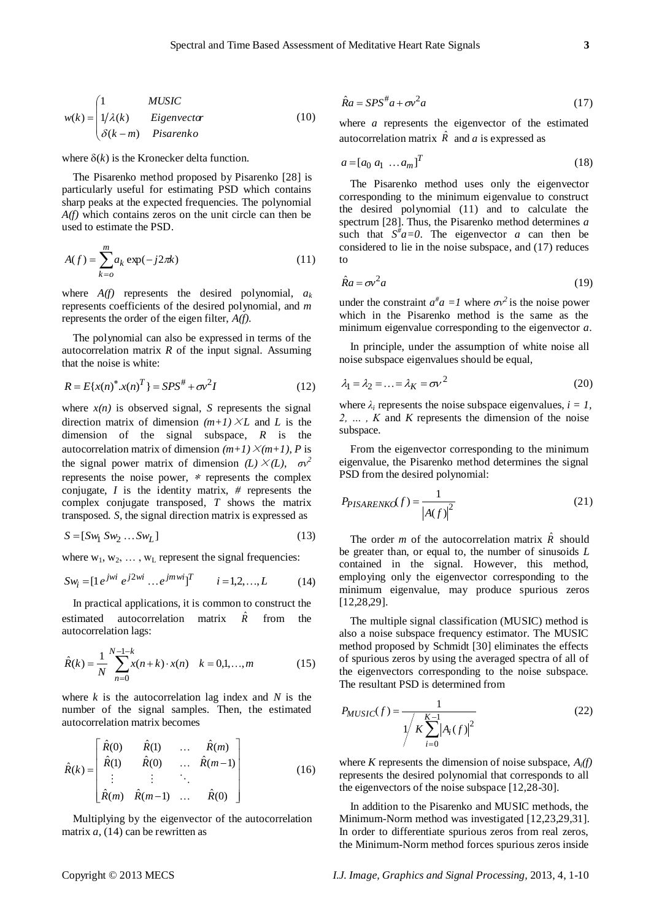$$w(k) = \begin{cases} 1 & MUSIC \\ 1/\lambda(k) & Eigenvector \\ \delta(k-m) & Pisarenko \end{cases} \tag{10}$$

where $\delta(k)$ is the Kronecker delta function.

The Pisarenko method proposed by Pisarenko [28] is particularly useful for estimating PSD which contains sharp peaks at the expected frequencies. The polynomial *A(f)* which contains zeros on the unit circle can then be used to estimate the PSD.

$$A(f) = \sum_{k=o}^{m} a_k \exp(-j2\pi k) \tag{11}$$

where *A(f)* represents the desired polynomial, $a_k$ represents coefficients of the desired polynomial, and *m* represents the order of the eigen filter, *A(f)*.

The polynomial can also be expressed in terms of the autocorrelation matrix *R* of the input signal. Assuming that the noise is white:

$$R = E\{x(n)^{*}.x(n)^{T}\} = SPS^{\#} + \sigma v^2 I \tag{12}$$

where *x(n)* is observed signal, *S* represents the signal direction matrix of dimension $(m+1)\times L$ and *L* is the dimension of the signal subspace, *R* is the autocorrelation matrix of dimension $(m+1)\times(m+1)$, *P* is the signal power matrix of dimension $(L)\times(L)$, $\sigma v^2$ represents the noise power, * represents the complex conjugate, *I* is the identity matrix, # represents the complex conjugate transposed, *T* shows the matrix transposed. *S*, the signal direction matrix is expressed as

$$S = [Sw_1\ Sw_2 \ldots Sw_L] \tag{13}$$

where $w_1, w_2, \ldots, w_L$ represent the signal frequencies:

$$Sw_i = [1\, e^{jwi}\, e^{j2wi} \ldots e^{jmwi}]^T \qquad i = 1,2,\ldots,L \tag{14}$$

In practical applications, it is common to construct the estimated autocorrelation matrix $\hat{R}$ from the autocorrelation lags:

$$\hat{R}(k) = \frac{1}{N}\sum_{n=0}^{N-1-k} x(n+k)\cdot x(n) \quad k = 0,1,\ldots,m \tag{15}$$

where *k* is the autocorrelation lag index and *N* is the number of the signal samples. Then, the estimated autocorrelation matrix becomes

$$\hat{R}(k) = \begin{bmatrix} \hat{R}(0) & \hat{R}(1) & \ldots & \hat{R}(m) \\ \hat{R}(1) & \hat{R}(0) & \ldots & \hat{R}(m-1) \\ \vdots & \vdots & \ddots & \\ \hat{R}(m) & \hat{R}(m-1) & \ldots & \hat{R}(0) \end{bmatrix} \tag{16}$$

Multiplying by the eigenvector of the autocorrelation matrix *a*, (14) can be rewritten as

$$\hat{R}a = SPS^{\#}a + \sigma v^2 a \tag{17}$$

where *a* represents the eigenvector of the estimated autocorrelation matrix $\hat{R}$ and *a* is expressed as

$$a = [a_0\ a_1\ \ldots a_m]^T \tag{18}$$

The Pisarenko method uses only the eigenvector corresponding to the minimum eigenvalue to construct the desired polynomial (11) and to calculate the spectrum [28]. Thus, the Pisarenko method determines *a* such that $S^{\#}a=0$. The eigenvector *a* can then be considered to lie in the noise subspace, and (17) reduces to

$$\hat{R}a = \sigma v^2 a \tag{19}$$

under the constraint $a^{\#}a = 1$ where $\sigma v^2$ is the noise power which in the Pisarenko method is the same as the minimum eigenvalue corresponding to the eigenvector *a*.

In principle, under the assumption of white noise all noise subspace eigenvalues should be equal,

$$\lambda_1 = \lambda_2 = \ldots = \lambda_K = \sigma v^2 \tag{20}$$

where $\lambda_i$ represents the noise subspace eigenvalues, $i = 1, 2, \ldots, K$ and *K* represents the dimension of the noise subspace.

From the eigenvector corresponding to the minimum eigenvalue, the Pisarenko method determines the signal PSD from the desired polynomial:

$$P_{PISARENKO}(f) = \frac{1}{|A(f)|^2} \tag{21}$$

The order *m* of the autocorrelation matrix $\hat{R}$ should be greater than, or equal to, the number of sinusoids *L* contained in the signal. However, this method, employing only the eigenvector corresponding to the minimum eigenvalue, may produce spurious zeros [12,28,29].

The multiple signal classification (MUSIC) method is also a noise subspace frequency estimator. The MUSIC method proposed by Schmidt [30] eliminates the effects of spurious zeros by using the averaged spectra of all of the eigenvectors corresponding to the noise subspace. The resultant PSD is determined from

$$P_{MUSIC}(f) = \frac{1}{1/K\sum_{i=0}^{K-1}|A_i(f)|^2} \tag{22}$$

where *K* represents the dimension of noise subspace, $A_i(f)$ represents the desired polynomial that corresponds to all the eigenvectors of the noise subspace [12,28-30].

In addition to the Pisarenko and MUSIC methods, the Minimum-Norm method was investigated [12,23,29,31]. In order to differentiate spurious zeros from real zeros, the Minimum-Norm method forces spurious zeros inside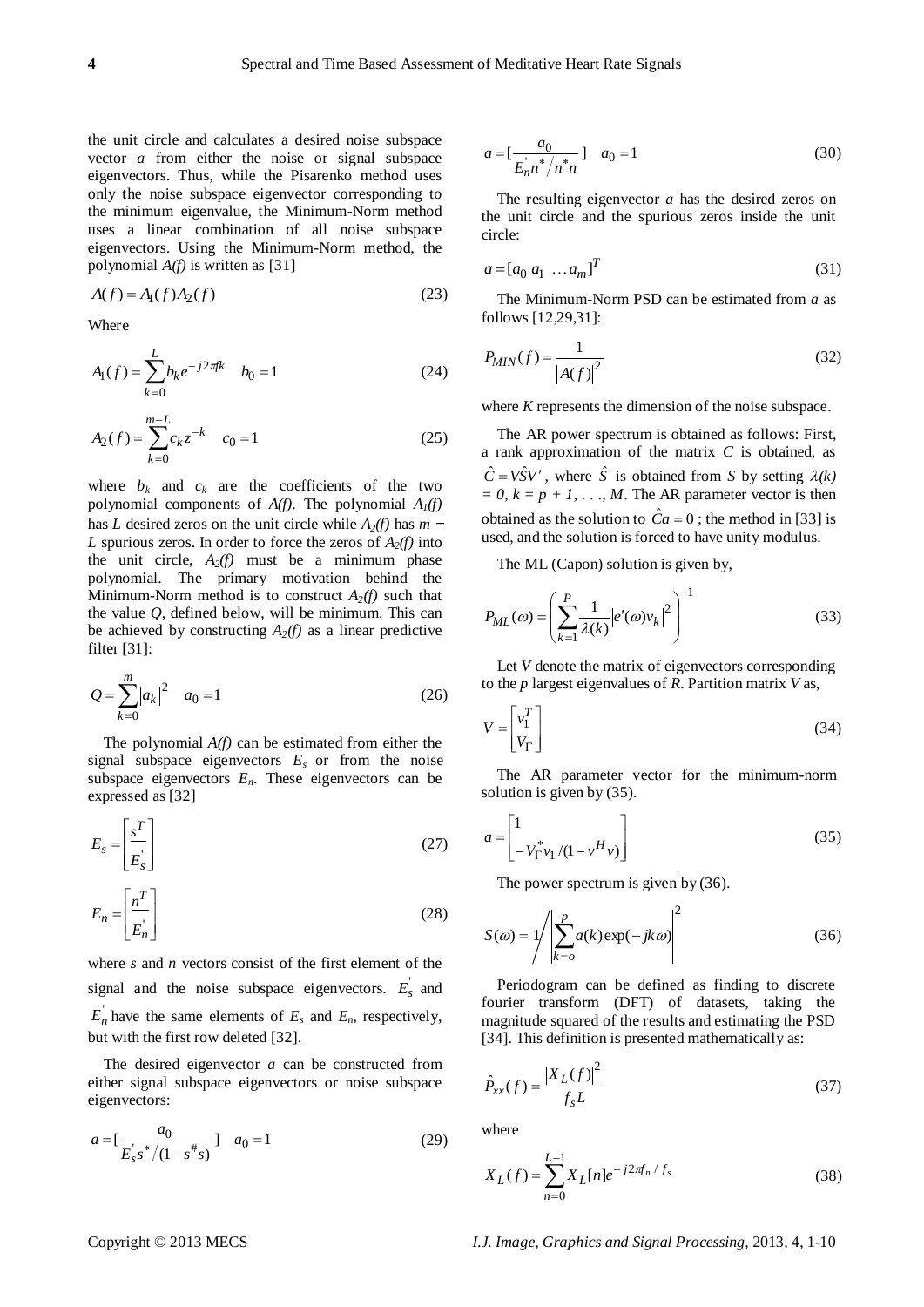the unit circle and calculates a desired noise subspace vector $a$ from either the noise or signal subspace eigenvectors. Thus, while the Pisarenko method uses only the noise subspace eigenvector corresponding to the minimum eigenvalue, the Minimum-Norm method uses a linear combination of all noise subspace eigenvectors. Using the Minimum-Norm method, the polynomial $A(f)$ is written as [31]

$$A(f) = A_1(f)A_2(f) \tag{23}$$

Where

$$A_1(f) = \sum_{k=0}^{L} b_k e^{-j2\pi fk} \quad b_0 = 1 \tag{24}$$

$$A_2(f) = \sum_{k=0}^{m-L} c_k z^{-k} \quad c_0 = 1 \tag{25}$$

where $b_k$ and $c_k$ are the coefficients of the two polynomial components of $A(f)$. The polynomial $A_1(f)$ has $L$ desired zeros on the unit circle while $A_2(f)$ has $m - L$ spurious zeros. In order to force the zeros of $A_2(f)$ into the unit circle, $A_2(f)$ must be a minimum phase polynomial. The primary motivation behind the Minimum-Norm method is to construct $A_2(f)$ such that the value $Q$, defined below, will be minimum. This can be achieved by constructing $A_2(f)$ as a linear predictive filter [31]:

$$Q = \sum_{k=0}^{m} |a_k|^2 \quad a_0 = 1 \tag{26}$$

The polynomial $A(f)$ can be estimated from either the signal subspace eigenvectors $E_s$ or from the noise subspace eigenvectors $E_n$. These eigenvectors can be expressed as [32]

$$E_s = \begin{bmatrix} s^T \\ \hline E_s^{'} \end{bmatrix} \tag{27}$$

$$E_n = \begin{bmatrix} n^T \\ \hline E_n^{'} \end{bmatrix} \tag{28}$$

where $s$ and $n$ vectors consist of the first element of the signal and the noise subspace eigenvectors. $E_s^{'}$ and $E_n^{'}$ have the same elements of $E_s$ and $E_n$, respectively, but with the first row deleted [32].

The desired eigenvector $a$ can be constructed from either signal subspace eigenvectors or noise subspace eigenvectors:

$$a = [\frac{a_0}{E_s^{'} s^* / (1 - s^{\#} s)}] \quad a_0 = 1 \tag{29}$$

$$a = [\frac{a_0}{E_n^{'} n^* / n^* n}] \quad a_0 = 1 \tag{30}$$

The resulting eigenvector $a$ has the desired zeros on the unit circle and the spurious zeros inside the unit circle:

$$a = [a_0 \; a_1 \; \ldots a_m]^T \tag{31}$$

The Minimum-Norm PSD can be estimated from $a$ as follows [12,29,31]:

$$P_{MIN}(f) = \frac{1}{|A(f)|^2} \tag{32}$$

where $K$ represents the dimension of the noise subspace.

The AR power spectrum is obtained as follows: First, a rank approximation of the matrix $C$ is obtained, as $\hat{C} = V\hat{S}V'$, where $\hat{S}$ is obtained from $S$ by setting $\lambda(k) = 0$, $k = p + 1, \ldots, M$. The AR parameter vector is then obtained as the solution to $\hat{C}a = 0$; the method in [33] is used, and the solution is forced to have unity modulus.

The ML (Capon) solution is given by,

$$P_{ML}(\omega) = \left( \sum_{k=1}^{P} \frac{1}{\lambda(k)} |e'(\omega)v_k|^2 \right)^{-1} \tag{33}$$

Let $V$ denote the matrix of eigenvectors corresponding to the $p$ largest eigenvalues of $R$. Partition matrix $V$ as,

$$V = \begin{bmatrix} v_1^T \\ V_\Gamma \end{bmatrix} \tag{34}$$

The AR parameter vector for the minimum-norm solution is given by (35).

$$a = \begin{bmatrix} 1 \\ -V_\Gamma^* v_1 / (1 - v^H v) \end{bmatrix} \tag{35}$$

The power spectrum is given by (36).

$$S(\omega) = 1 \Bigg/ \left| \sum_{k=o}^{p} a(k) \exp(-jk\omega) \right|^2 \tag{36}$$

Periodogram can be defined as finding to discrete fourier transform (DFT) of datasets, taking the magnitude squared of the results and estimating the PSD [34]. This definition is presented mathematically as:

$$\hat{P}_{xx}(f) = \frac{|X_L(f)|^2}{f_s L} \tag{37}$$

where

$$X_L(f) = \sum_{n=0}^{L-1} X_L[n] e^{-j2\pi f_n / f_s} \tag{38}$$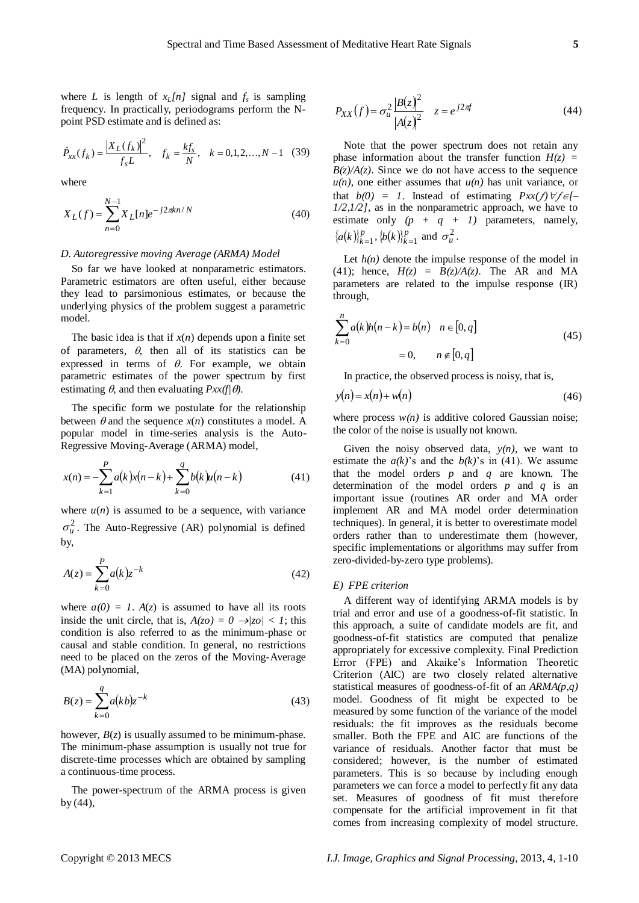where $L$ is length of $x_L[n]$ signal and $f_s$ is sampling frequency. In practically, periodograms perform the N-point PSD estimate and is defined as:

$$\hat{P}_{xx}(f_k) = \frac{|X_L(f_k)|^2}{f_s L}, \quad f_k = \frac{kf_s}{N}, \quad k = 0,1,2,\ldots,N-1 \quad (39)$$

where

$$X_L(f) = \sum_{n=0}^{N-1} X_L[n]e^{-j2\pi kn/N} \quad (40)$$

*D. Autoregressive moving Average (ARMA) Model*

So far we have looked at nonparametric estimators. Parametric estimators are often useful, either because they lead to parsimonious estimates, or because the underlying physics of the problem suggest a parametric model.

The basic idea is that if $x(n)$ depends upon a finite set of parameters, $\theta$, then all of its statistics can be expressed in terms of $\theta$. For example, we obtain parametric estimates of the power spectrum by first estimating $\theta$, and then evaluating $Pxx(f|\theta)$.

The specific form we postulate for the relationship between $\theta$ and the sequence $x(n)$ constitutes a model. A popular model in time-series analysis is the Auto-Regressive Moving-Average (ARMA) model,

$$x(n) = -\sum_{k=1}^{P} a(k)x(n-k) + \sum_{k=0}^{q} b(k)u(n-k) \quad (41)$$

where $u(n)$ is assumed to be a sequence, with variance $\sigma_u^2$. The Auto-Regressive (AR) polynomial is defined by,

$$A(z) = \sum_{k=0}^{P} a(k)z^{-k} \quad (42)$$

where $a(0) = 1$. $A(z)$ is assumed to have all its roots inside the unit circle, that is, $A(zo) = 0 \rightarrow |zo| < 1$; this condition is also referred to as the minimum-phase or causal and stable condition. In general, no restrictions need to be placed on the zeros of the Moving-Average (MA) polynomial,

$$B(z) = \sum_{k=0}^{q} a(kb)z^{-k} \quad (43)$$

however, $B(z)$ is usually assumed to be minimum-phase. The minimum-phase assumption is usually not true for discrete-time processes which are obtained by sampling a continuous-time process.

The power-spectrum of the ARMA process is given by (44),

$$P_{XX}(f) = \sigma_u^2 \frac{|B(z)|^2}{|A(z)|^2} \quad z = e^{j2\pi f} \quad (44)$$

Note that the power spectrum does not retain any phase information about the transfer function $H(z) = B(z)/A(z)$. Since we do not have access to the sequence $u(n)$, one either assumes that $u(n)$ has unit variance, or that $b(0) = 1$. Instead of estimating $Pxx(f) \forall f \in [-1/2, 1/2]$, as in the nonparametric approach, we have to estimate only $(p + q + 1)$ parameters, namely, $\{a(k)\}_{k=1}^{p}, \{b(k)\}_{k=1}^{p}$ and $\sigma_u^2$.

Let $h(n)$ denote the impulse response of the model in (41); hence, $H(z) = B(z)/A(z)$. The AR and MA parameters are related to the impulse response (IR) through,

$$\sum_{k=0}^{n} a(k)h(n-k) = b(n) \quad n \in [0,q]$$
$$= 0, \quad n \notin [0,q] \quad (45)$$

In practice, the observed process is noisy, that is,

$$y(n) = x(n) + w(n) \quad (46)$$

where process $w(n)$ is additive colored Gaussian noise; the color of the noise is usually not known.

Given the noisy observed data, $y(n)$, we want to estimate the $a(k)$'s and the $b(k)$'s in (41). We assume that the model orders $p$ and $q$ are known. The determination of the model orders $p$ and $q$ is an important issue (routines AR order and MA order implement AR and MA model order determination techniques). In general, it is better to overestimate model orders rather than to underestimate them (however, specific implementations or algorithms may suffer from zero-divided-by-zero type problems).

*E) FPE criterion*

A different way of identifying ARMA models is by trial and error and use of a goodness-of-fit statistic. In this approach, a suite of candidate models are fit, and goodness-of-fit statistics are computed that penalize appropriately for excessive complexity. Final Prediction Error (FPE) and Akaike's Information Theoretic Criterion (AIC) are two closely related alternative statistical measures of goodness-of-fit of an *ARMA(p,q)* model. Goodness of fit might be expected to be measured by some function of the variance of the model residuals: the fit improves as the residuals become smaller. Both the FPE and AIC are functions of the variance of residuals. Another factor that must be considered; however, is the number of estimated parameters. This is so because by including enough parameters we can force a model to perfectly fit any data set. Measures of goodness of fit must therefore compensate for the artificial improvement in fit that comes from increasing complexity of model structure.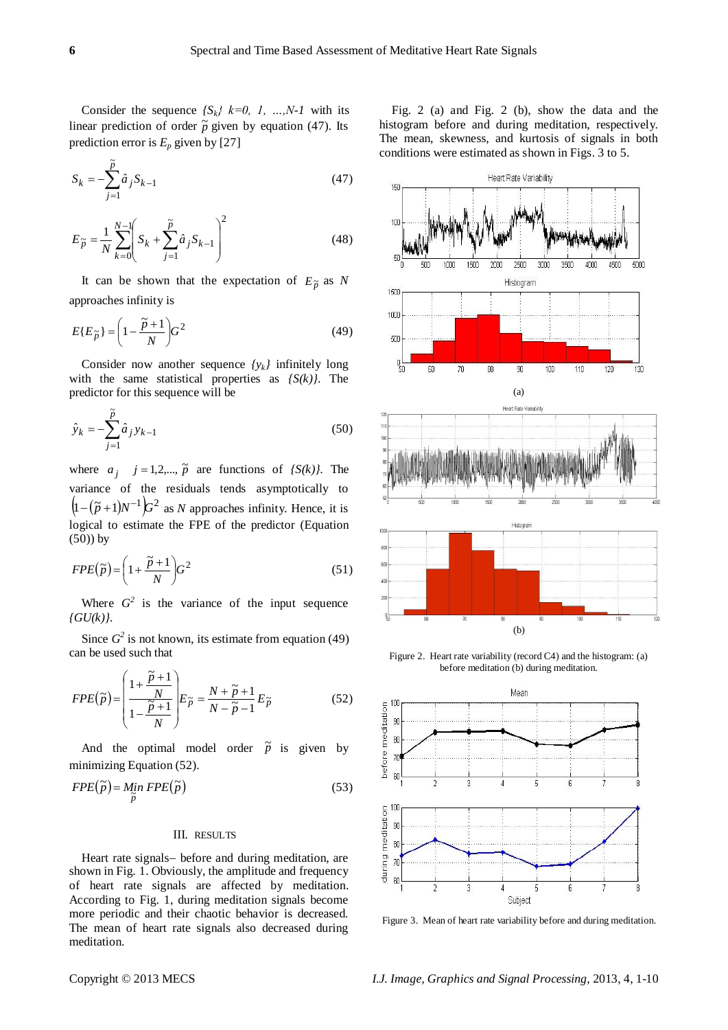Consider the sequence $\{S_k\}$ $k=0, 1, \ldots, N-1$ with its linear prediction of order $\tilde{p}$ given by equation (47). Its prediction error is $E_p$ given by [27]

$$S_k = -\sum_{j=1}^{\tilde{p}} \hat{a}_j S_{k-1} \quad (47)$$

$$E_{\tilde{p}} = \frac{1}{N}\sum_{k=0}^{N-1}\left(S_k + \sum_{j=1}^{\tilde{p}} \hat{a}_j S_{k-1}\right)^2 \quad (48)$$

It can be shown that the expectation of $E_{\tilde{p}}$ as $N$ approaches infinity is

$$E\{E_{\tilde{p}}\} = \left(1 - \frac{\tilde{p}+1}{N}\right)G^2 \quad (49)$$

Consider now another sequence $\{y_k\}$ infinitely long with the same statistical properties as $\{S(k)\}$. The predictor for this sequence will be

$$\hat{y}_k = -\sum_{j=1}^{\tilde{p}} \hat{a}_j y_{k-1} \quad (50)$$

where $a_j$ $j = 1,2,\ldots,\tilde{p}$ are functions of $\{S(k)\}$. The variance of the residuals tends asymptotically to $\left(1-(\tilde{p}+1)N^{-1}\right)G^2$ as $N$ approaches infinity. Hence, it is logical to estimate the FPE of the predictor (Equation (50)) by

$$FPE(\tilde{p}) = \left(1 + \frac{\tilde{p}+1}{N}\right)G^2 \quad (51)$$

Where $G^2$ is the variance of the input sequence $\{GU(k)\}$.

Since $G^2$ is not known, its estimate from equation (49) can be used such that

$$FPE(\tilde{p}) = \left(\frac{1 + \frac{\tilde{p}+1}{N}}{1 - \frac{\tilde{p}+1}{N}}\right)E_{\tilde{p}} = \frac{N + \tilde{p} + 1}{N - \tilde{p} - 1}E_{\tilde{p}} \quad (52)$$

And the optimal model order $\tilde{p}$ is given by minimizing Equation (52).

$$FPE(\tilde{p}) = \underset{\tilde{p}}{Min}\, FPE(\tilde{p}) \quad (53)$$

## III. RESULTS

Heart rate signals– before and during meditation, are shown in Fig. 1. Obviously, the amplitude and frequency of heart rate signals are affected by meditation. According to Fig. 1, during meditation signals become more periodic and their chaotic behavior is decreased. The mean of heart rate signals also decreased during meditation.

Fig. 2 (a) and Fig. 2 (b), show the data and the histogram before and during meditation, respectively. The mean, skewness, and kurtosis of signals in both conditions were estimated as shown in Figs. 3 to 5.

Figure 2. Heart rate variability (record C4) and the histogram: (a) before meditation (b) during meditation.

Figure 3. Mean of heart rate variability before and during meditation.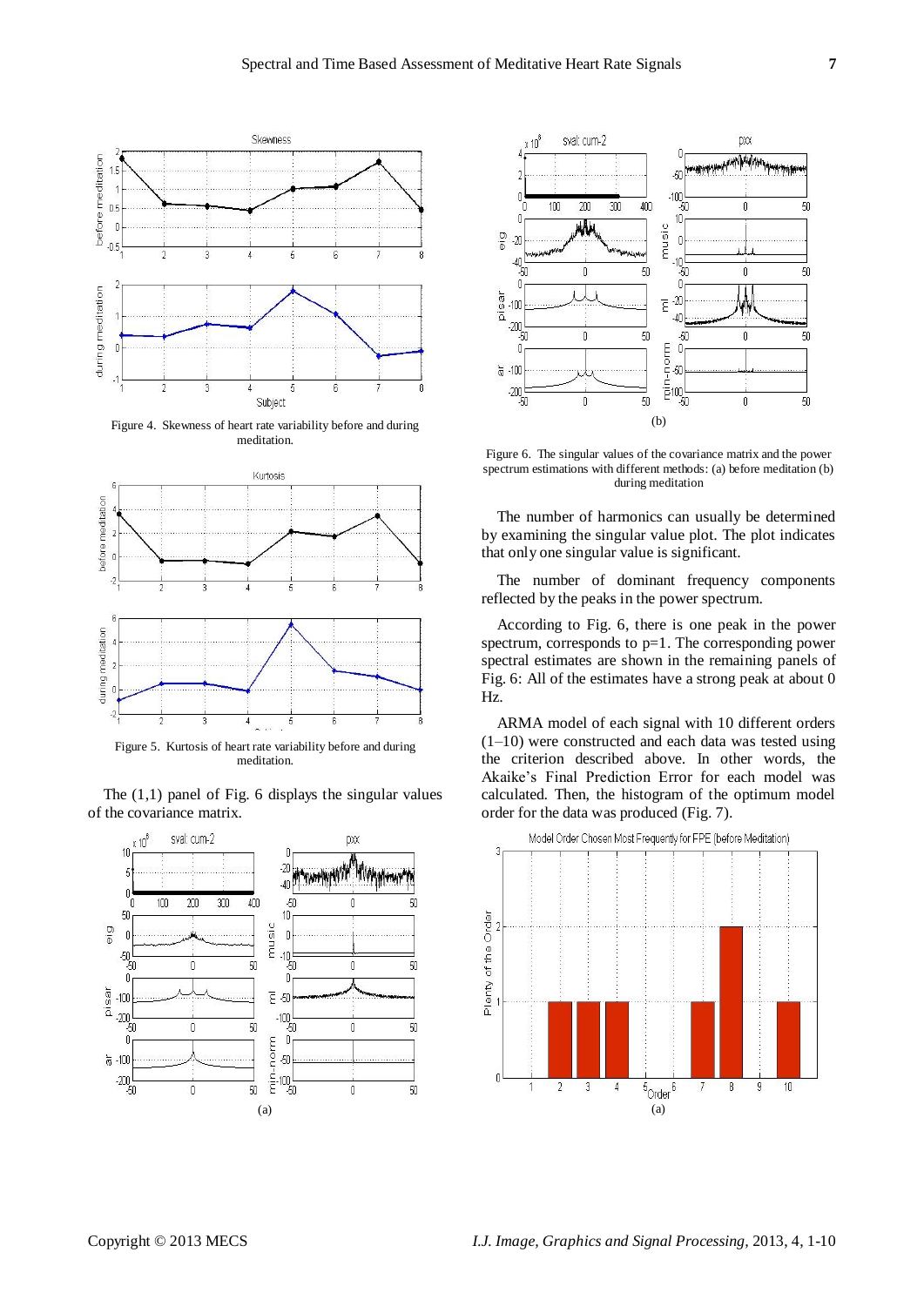Figure 4. Skewness of heart rate variability before and during meditation.

Figure 5. Kurtosis of heart rate variability before and during meditation.

The (1,1) panel of Fig. 6 displays the singular values of the covariance matrix.

(a)

(b)

Figure 6. The singular values of the covariance matrix and the power spectrum estimations with different methods: (a) before meditation (b) during meditation

The number of harmonics can usually be determined by examining the singular value plot. The plot indicates that only one singular value is significant.

The number of dominant frequency components reflected by the peaks in the power spectrum.

According to Fig. 6, there is one peak in the power spectrum, corresponds to p=1. The corresponding power spectral estimates are shown in the remaining panels of Fig. 6: All of the estimates have a strong peak at about 0 Hz.

ARMA model of each signal with 10 different orders (1–10) were constructed and each data was tested using the criterion described above. In other words, the Akaike's Final Prediction Error for each model was calculated. Then, the histogram of the optimum model order for the data was produced (Fig. 7).

(a)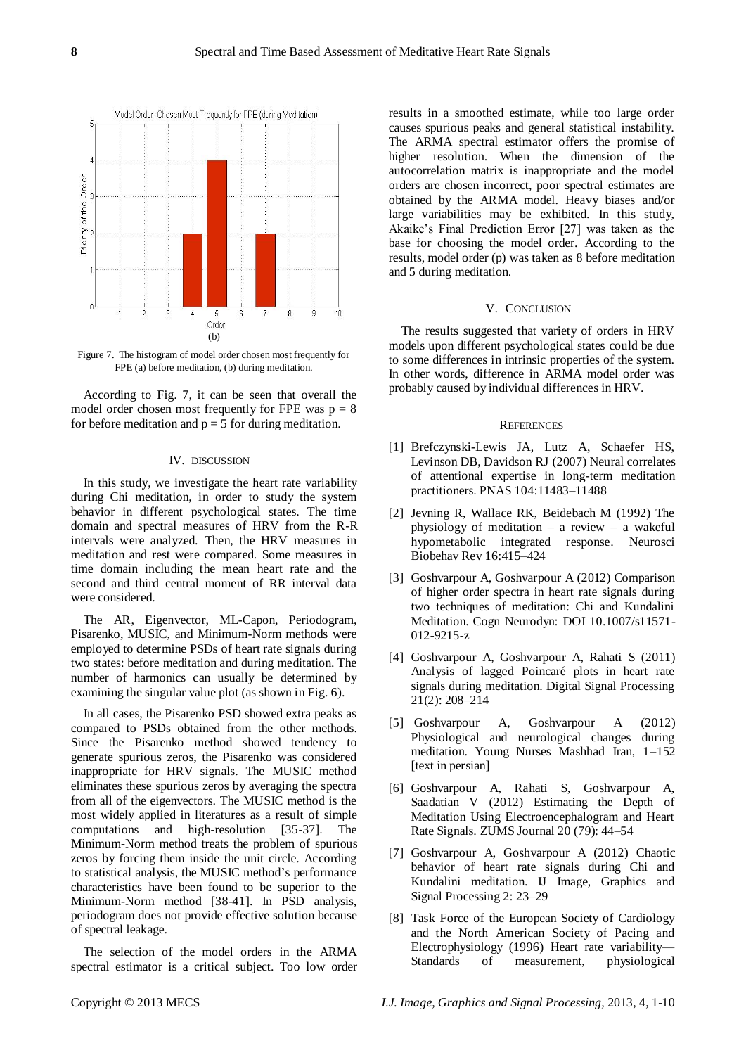Figure 7. The histogram of model order chosen most frequently for FPE (a) before meditation, (b) during meditation.

According to Fig. 7, it can be seen that overall the model order chosen most frequently for FPE was $p = 8$ for before meditation and $p = 5$ for during meditation.

## IV. DISCUSSION

In this study, we investigate the heart rate variability during Chi meditation, in order to study the system behavior in different psychological states. The time domain and spectral measures of HRV from the R-R intervals were analyzed. Then, the HRV measures in meditation and rest were compared. Some measures in time domain including the mean heart rate and the second and third central moment of RR interval data were considered.

The AR, Eigenvector, ML-Capon, Periodogram, Pisarenko, MUSIC, and Minimum-Norm methods were employed to determine PSDs of heart rate signals during two states: before meditation and during meditation. The number of harmonics can usually be determined by examining the singular value plot (as shown in Fig. 6).

In all cases, the Pisarenko PSD showed extra peaks as compared to PSDs obtained from the other methods. Since the Pisarenko method showed tendency to generate spurious zeros, the Pisarenko was considered inappropriate for HRV signals. The MUSIC method eliminates these spurious zeros by averaging the spectra from all of the eigenvectors. The MUSIC method is the most widely applied in literatures as a result of simple computations and high-resolution [35-37]. The Minimum-Norm method treats the problem of spurious zeros by forcing them inside the unit circle. According to statistical analysis, the MUSIC method's performance characteristics have been found to be superior to the Minimum-Norm method [38-41]. In PSD analysis, periodogram does not provide effective solution because of spectral leakage.

The selection of the model orders in the ARMA spectral estimator is a critical subject. Too low order results in a smoothed estimate, while too large order causes spurious peaks and general statistical instability. The ARMA spectral estimator offers the promise of higher resolution. When the dimension of the autocorrelation matrix is inappropriate and the model orders are chosen incorrect, poor spectral estimates are obtained by the ARMA model. Heavy biases and/or large variabilities may be exhibited. In this study, Akaike's Final Prediction Error [27] was taken as the base for choosing the model order. According to the results, model order (p) was taken as 8 before meditation and 5 during meditation.

## V. CONCLUSION

The results suggested that variety of orders in HRV models upon different psychological states could be due to some differences in intrinsic properties of the system. In other words, difference in ARMA model order was probably caused by individual differences in HRV.

## REFERENCES

[1] Brefczynski-Lewis JA, Lutz A, Schaefer HS, Levinson DB, Davidson RJ (2007) Neural correlates of attentional expertise in long-term meditation practitioners. PNAS 104:11483–11488

[2] Jevning R, Wallace RK, Beidebach M (1992) The physiology of meditation – a review – a wakeful hypometabolic integrated response. Neurosci Biobehav Rev 16:415–424

[3] Goshvarpour A, Goshvarpour A (2012) Comparison of higher order spectra in heart rate signals during two techniques of meditation: Chi and Kundalini Meditation. Cogn Neurodyn: DOI 10.1007/s11571-012-9215-z

[4] Goshvarpour A, Goshvarpour A, Rahati S (2011) Analysis of lagged Poincaré plots in heart rate signals during meditation. Digital Signal Processing 21(2): 208–214

[5] Goshvarpour A, Goshvarpour A (2012) Physiological and neurological changes during meditation. Young Nurses Mashhad Iran, 1–152 [text in persian]

[6] Goshvarpour A, Rahati S, Goshvarpour A, Saadatian V (2012) Estimating the Depth of Meditation Using Electroencephalogram and Heart Rate Signals. ZUMS Journal 20 (79): 44–54

[7] Goshvarpour A, Goshvarpour A (2012) Chaotic behavior of heart rate signals during Chi and Kundalini meditation. IJ Image, Graphics and Signal Processing 2: 23–29

[8] Task Force of the European Society of Cardiology and the North American Society of Pacing and Electrophysiology (1996) Heart rate variability—Standards of measurement, physiological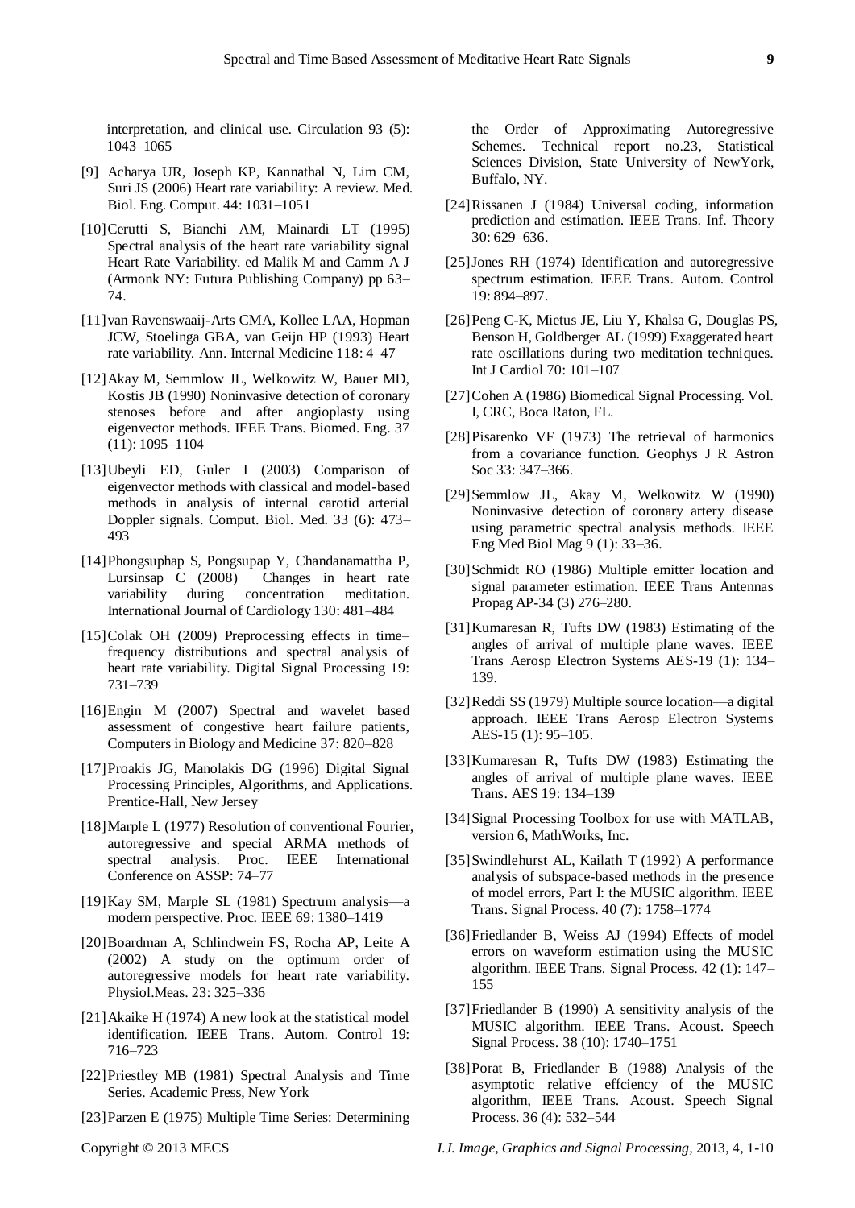interpretation, and clinical use. Circulation 93 (5): 1043–1065

[9] Acharya UR, Joseph KP, Kannathal N, Lim CM, Suri JS (2006) Heart rate variability: A review. Med. Biol. Eng. Comput. 44: 1031–1051

[10] Cerutti S, Bianchi AM, Mainardi LT (1995) Spectral analysis of the heart rate variability signal Heart Rate Variability. ed Malik M and Camm A J (Armonk NY: Futura Publishing Company) pp 63–74.

[11] van Ravenswaaij-Arts CMA, Kollee LAA, Hopman JCW, Stoelinga GBA, van Geijn HP (1993) Heart rate variability. Ann. Internal Medicine 118: 4–47

[12] Akay M, Semmlow JL, Welkowitz W, Bauer MD, Kostis JB (1990) Noninvasive detection of coronary stenoses before and after angioplasty using eigenvector methods. IEEE Trans. Biomed. Eng. 37 (11): 1095–1104

[13] Ubeyli ED, Guler I (2003) Comparison of eigenvector methods with classical and model-based methods in analysis of internal carotid arterial Doppler signals. Comput. Biol. Med. 33 (6): 473–493

[14] Phongsuphap S, Pongsupap Y, Chandanamattha P, Lursinsap C (2008) Changes in heart rate variability during concentration meditation. International Journal of Cardiology 130: 481–484

[15] Colak OH (2009) Preprocessing effects in time–frequency distributions and spectral analysis of heart rate variability. Digital Signal Processing 19: 731–739

[16] Engin M (2007) Spectral and wavelet based assessment of congestive heart failure patients, Computers in Biology and Medicine 37: 820–828

[17] Proakis JG, Manolakis DG (1996) Digital Signal Processing Principles, Algorithms, and Applications. Prentice-Hall, New Jersey

[18] Marple L (1977) Resolution of conventional Fourier, autoregressive and special ARMA methods of spectral analysis. Proc. IEEE International Conference on ASSP: 74–77

[19] Kay SM, Marple SL (1981) Spectrum analysis—a modern perspective. Proc. IEEE 69: 1380–1419

[20] Boardman A, Schlindwein FS, Rocha AP, Leite A (2002) A study on the optimum order of autoregressive models for heart rate variability. Physiol.Meas. 23: 325–336

[21] Akaike H (1974) A new look at the statistical model identification. IEEE Trans. Autom. Control 19: 716–723

[22] Priestley MB (1981) Spectral Analysis and Time Series. Academic Press, New York

[23] Parzen E (1975) Multiple Time Series: Determining the Order of Approximating Autoregressive Schemes. Technical report no.23, Statistical Sciences Division, State University of NewYork, Buffalo, NY.

[24] Rissanen J (1984) Universal coding, information prediction and estimation. IEEE Trans. Inf. Theory 30: 629–636.

[25] Jones RH (1974) Identification and autoregressive spectrum estimation. IEEE Trans. Autom. Control 19: 894–897.

[26] Peng C-K, Mietus JE, Liu Y, Khalsa G, Douglas PS, Benson H, Goldberger AL (1999) Exaggerated heart rate oscillations during two meditation techniques. Int J Cardiol 70: 101–107

[27] Cohen A (1986) Biomedical Signal Processing. Vol. I, CRC, Boca Raton, FL.

[28] Pisarenko VF (1973) The retrieval of harmonics from a covariance function. Geophys J R Astron Soc 33: 347–366.

[29] Semmlow JL, Akay M, Welkowitz W (1990) Noninvasive detection of coronary artery disease using parametric spectral analysis methods. IEEE Eng Med Biol Mag 9 (1): 33–36.

[30] Schmidt RO (1986) Multiple emitter location and signal parameter estimation. IEEE Trans Antennas Propag AP-34 (3) 276–280.

[31] Kumaresan R, Tufts DW (1983) Estimating of the angles of arrival of multiple plane waves. IEEE Trans Aerosp Electron Systems AES-19 (1): 134–139.

[32] Reddi SS (1979) Multiple source location—a digital approach. IEEE Trans Aerosp Electron Systems AES-15 (1): 95–105.

[33] Kumaresan R, Tufts DW (1983) Estimating the angles of arrival of multiple plane waves. IEEE Trans. AES 19: 134–139

[34] Signal Processing Toolbox for use with MATLAB, version 6, MathWorks, Inc.

[35] Swindlehurst AL, Kailath T (1992) A performance analysis of subspace-based methods in the presence of model errors, Part I: the MUSIC algorithm. IEEE Trans. Signal Process. 40 (7): 1758–1774

[36] Friedlander B, Weiss AJ (1994) Effects of model errors on waveform estimation using the MUSIC algorithm. IEEE Trans. Signal Process. 42 (1): 147–155

[37] Friedlander B (1990) A sensitivity analysis of the MUSIC algorithm. IEEE Trans. Acoust. Speech Signal Process. 38 (10): 1740–1751

[38] Porat B, Friedlander B (1988) Analysis of the asymptotic relative effciency of the MUSIC algorithm, IEEE Trans. Acoust. Speech Signal Process. 36 (4): 532–544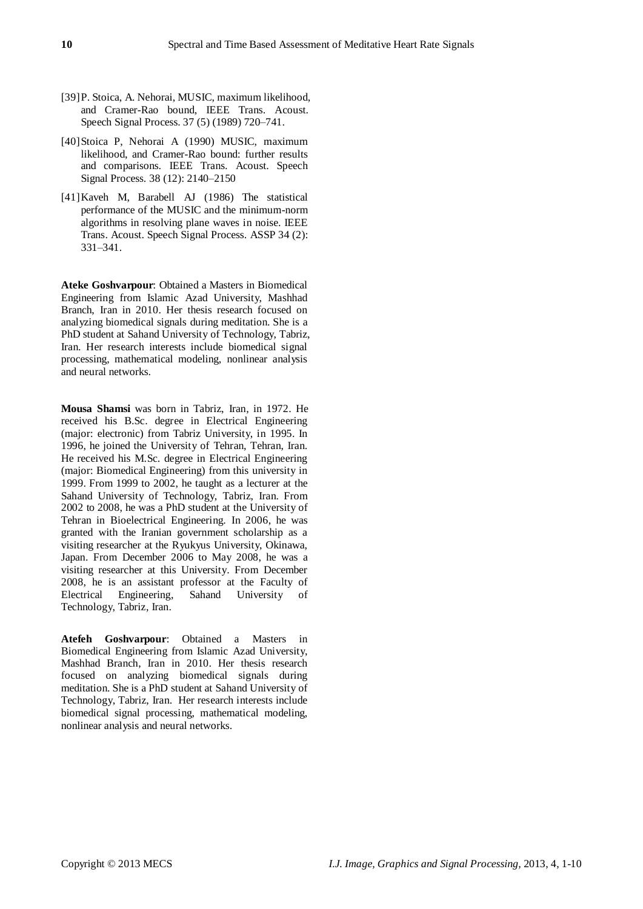[39] P. Stoica, A. Nehorai, MUSIC, maximum likelihood, and Cramer-Rao bound, IEEE Trans. Acoust. Speech Signal Process. 37 (5) (1989) 720–741.

[40] Stoica P, Nehorai A (1990) MUSIC, maximum likelihood, and Cramer-Rao bound: further results and comparisons. IEEE Trans. Acoust. Speech Signal Process. 38 (12): 2140–2150

[41] Kaveh M, Barabell AJ (1986) The statistical performance of the MUSIC and the minimum-norm algorithms in resolving plane waves in noise. IEEE Trans. Acoust. Speech Signal Process. ASSP 34 (2): 331–341.

**Ateke Goshvarpour**: Obtained a Masters in Biomedical Engineering from Islamic Azad University, Mashhad Branch, Iran in 2010. Her thesis research focused on analyzing biomedical signals during meditation. She is a PhD student at Sahand University of Technology, Tabriz, Iran. Her research interests include biomedical signal processing, mathematical modeling, nonlinear analysis and neural networks.

**Mousa Shamsi** was born in Tabriz, Iran, in 1972. He received his B.Sc. degree in Electrical Engineering (major: electronic) from Tabriz University, in 1995. In 1996, he joined the University of Tehran, Tehran, Iran. He received his M.Sc. degree in Electrical Engineering (major: Biomedical Engineering) from this university in 1999. From 1999 to 2002, he taught as a lecturer at the Sahand University of Technology, Tabriz, Iran. From 2002 to 2008, he was a PhD student at the University of Tehran in Bioelectrical Engineering. In 2006, he was granted with the Iranian government scholarship as a visiting researcher at the Ryukyus University, Okinawa, Japan. From December 2006 to May 2008, he was a visiting researcher at this University. From December 2008, he is an assistant professor at the Faculty of Electrical Engineering, Sahand University of Technology, Tabriz, Iran.

**Atefeh Goshvarpour**: Obtained a Masters in Biomedical Engineering from Islamic Azad University, Mashhad Branch, Iran in 2010. Her thesis research focused on analyzing biomedical signals during meditation. She is a PhD student at Sahand University of Technology, Tabriz, Iran. Her research interests include biomedical signal processing, mathematical modeling, nonlinear analysis and neural networks.